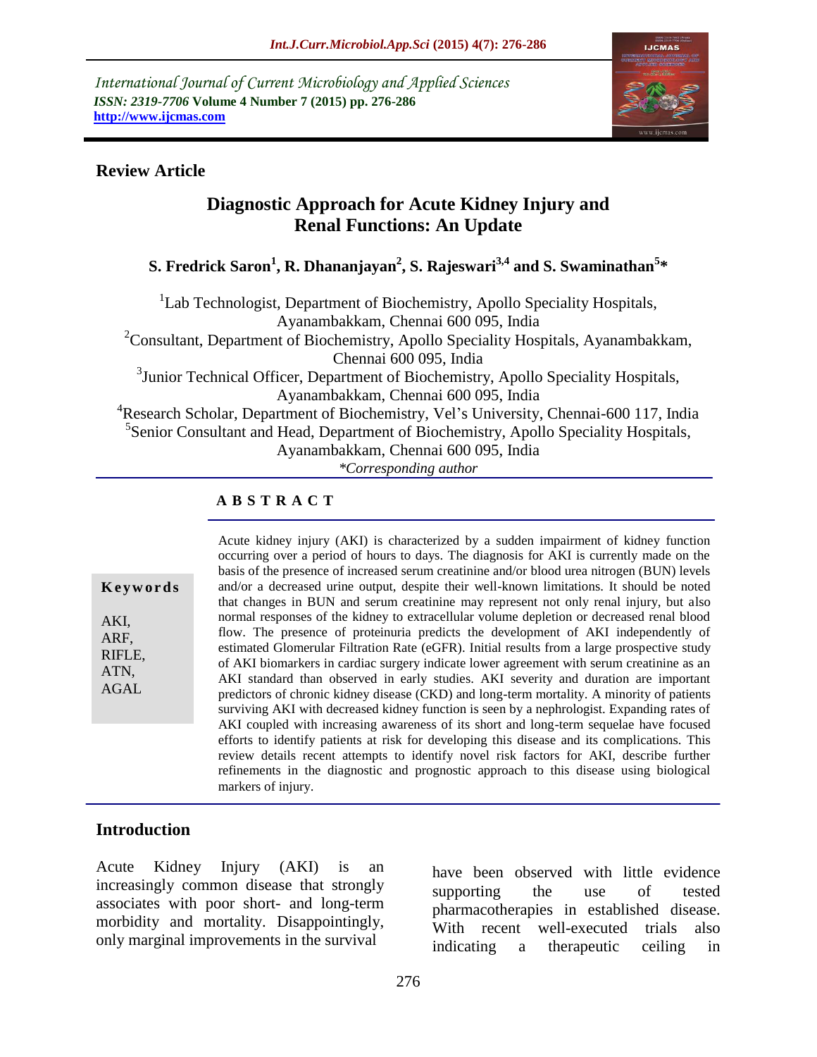International Journal of Current Microbiology and Applied Sciences
*ISSN: 2319-7706* **Volume 4 Number 7 (2015) pp. 276-286**
**http://www.ijcmas.com**

**Review Article**

# Diagnostic Approach for Acute Kidney Injury and Renal Functions: An Update

**S. Fredrick Saron[1], R. Dhananjayan[2], S. Rajeswari[3,4] and S. Swaminathan[5]***

[1]Lab Technologist, Department of Biochemistry, Apollo Speciality Hospitals, Ayanambakkam, Chennai 600 095, India
[2]Consultant, Department of Biochemistry, Apollo Speciality Hospitals, Ayanambakkam, Chennai 600 095, India
[3]Junior Technical Officer, Department of Biochemistry, Apollo Speciality Hospitals, Ayanambakkam, Chennai 600 095, India
[4]Research Scholar, Department of Biochemistry, Vel's University, Chennai-600 117, India
[5]Senior Consultant and Head, Department of Biochemistry, Apollo Speciality Hospitals, Ayanambakkam, Chennai 600 095, India
*\*Corresponding author*

## ABSTRACT

**Keywords**

AKI, ARF, RIFLE, ATN, AGAL

Acute kidney injury (AKI) is characterized by a sudden impairment of kidney function occurring over a period of hours to days. The diagnosis for AKI is currently made on the basis of the presence of increased serum creatinine and/or blood urea nitrogen (BUN) levels and/or a decreased urine output, despite their well-known limitations. It should be noted that changes in BUN and serum creatinine may represent not only renal injury, but also normal responses of the kidney to extracellular volume depletion or decreased renal blood flow. The presence of proteinuria predicts the development of AKI independently of estimated Glomerular Filtration Rate (eGFR). Initial results from a large prospective study of AKI biomarkers in cardiac surgery indicate lower agreement with serum creatinine as an AKI standard than observed in early studies. AKI severity and duration are important predictors of chronic kidney disease (CKD) and long-term mortality. A minority of patients surviving AKI with decreased kidney function is seen by a nephrologist. Expanding rates of AKI coupled with increasing awareness of its short and long-term sequelae have focused efforts to identify patients at risk for developing this disease and its complications. This review details recent attempts to identify novel risk factors for AKI, describe further refinements in the diagnostic and prognostic approach to this disease using biological markers of injury.

## Introduction

Acute Kidney Injury (AKI) is an increasingly common disease that strongly associates with poor short- and long-term morbidity and mortality. Disappointingly, only marginal improvements in the survival have been observed with little evidence supporting the use of tested pharmacotherapies in established disease. With recent well-executed trials also indicating a therapeutic ceiling in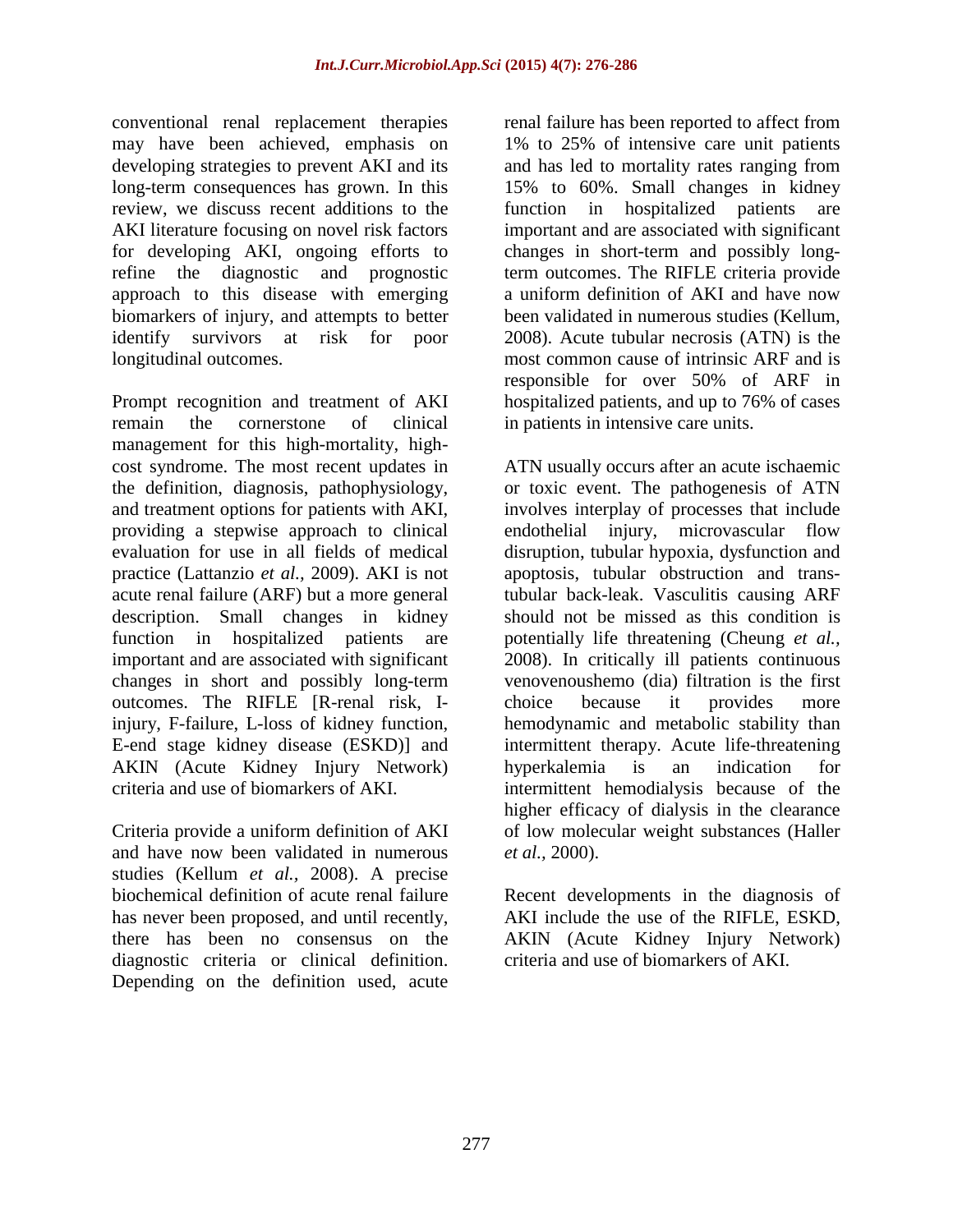conventional renal replacement therapies may have been achieved, emphasis on developing strategies to prevent AKI and its long-term consequences has grown. In this review, we discuss recent additions to the AKI literature focusing on novel risk factors for developing AKI, ongoing efforts to refine the diagnostic and prognostic approach to this disease with emerging biomarkers of injury, and attempts to better identify survivors at risk for poor longitudinal outcomes.

Prompt recognition and treatment of AKI remain the cornerstone of clinical management for this high-mortality, high-cost syndrome. The most recent updates in the definition, diagnosis, pathophysiology, and treatment options for patients with AKI, providing a stepwise approach to clinical evaluation for use in all fields of medical practice (Lattanzio *et al.,* 2009). AKI is not acute renal failure (ARF) but a more general description. Small changes in kidney function in hospitalized patients are important and are associated with significant changes in short and possibly long-term outcomes. The RIFLE [R-renal risk, I-injury, F-failure, L-loss of kidney function, E-end stage kidney disease (ESKD)] and AKIN (Acute Kidney Injury Network) criteria and use of biomarkers of AKI.

Criteria provide a uniform definition of AKI and have now been validated in numerous studies (Kellum *et al.,* 2008). A precise biochemical definition of acute renal failure has never been proposed, and until recently, there has been no consensus on the diagnostic criteria or clinical definition. Depending on the definition used, acute renal failure has been reported to affect from 1% to 25% of intensive care unit patients and has led to mortality rates ranging from 15% to 60%. Small changes in kidney function in hospitalized patients are important and are associated with significant changes in short-term and possibly long-term outcomes. The RIFLE criteria provide a uniform definition of AKI and have now been validated in numerous studies (Kellum, 2008). Acute tubular necrosis (ATN) is the most common cause of intrinsic ARF and is responsible for over 50% of ARF in hospitalized patients, and up to 76% of cases in patients in intensive care units.

ATN usually occurs after an acute ischaemic or toxic event. The pathogenesis of ATN involves interplay of processes that include endothelial injury, microvascular flow disruption, tubular hypoxia, dysfunction and apoptosis, tubular obstruction and trans-tubular back-leak. Vasculitis causing ARF should not be missed as this condition is potentially life threatening (Cheung *et al.,* 2008). In critically ill patients continuous venovenoushemo (dia) filtration is the first choice because it provides more hemodynamic and metabolic stability than intermittent therapy. Acute life-threatening hyperkalemia is an indication for intermittent hemodialysis because of the higher efficacy of dialysis in the clearance of low molecular weight substances (Haller *et al.,* 2000).

Recent developments in the diagnosis of AKI include the use of the RIFLE, ESKD, AKIN (Acute Kidney Injury Network) criteria and use of biomarkers of AKI.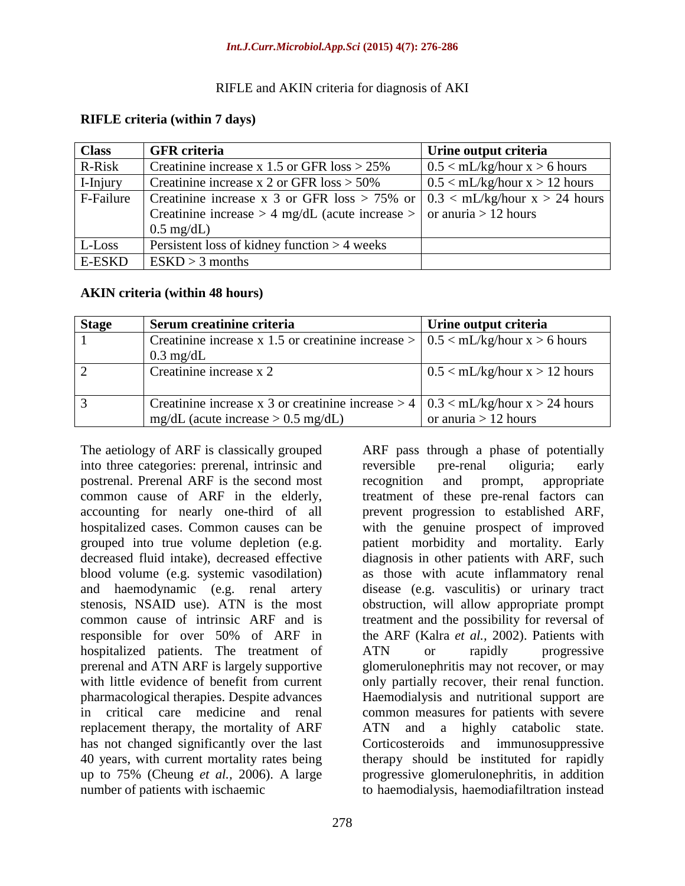RIFLE and AKIN criteria for diagnosis of AKI

**RIFLE criteria (within 7 days)**

| Class | GFR criteria | Urine output criteria |
|---|---|---|
| R-Risk | Creatinine increase x 1.5 or GFR loss > 25% | 0.5 < mL/kg/hour x > 6 hours |
| I-Injury | Creatinine increase x 2 or GFR loss > 50% | 0.5 < mL/kg/hour x > 12 hours |
| F-Failure | Creatinine increase x 3 or GFR loss > 75% or Creatinine increase > 4 mg/dL (acute increase > 0.5 mg/dL) | 0.3 < mL/kg/hour x > 24 hours or anuria > 12 hours |
| L-Loss | Persistent loss of kidney function > 4 weeks | |
| E-ESKD | ESKD > 3 months | |

**AKIN criteria (within 48 hours)**

| Stage | Serum creatinine criteria | Urine output criteria |
|---|---|---|
| 1 | Creatinine increase x 1.5 or creatinine increase > 0.3 mg/dL | 0.5 < mL/kg/hour x > 6 hours |
| 2 | Creatinine increase x 2 | 0.5 < mL/kg/hour x > 12 hours |
| 3 | Creatinine increase x 3 or creatinine increase > 4 mg/dL (acute increase > 0.5 mg/dL) | 0.3 < mL/kg/hour x > 24 hours or anuria > 12 hours |

The aetiology of ARF is classically grouped into three categories: prerenal, intrinsic and postrenal. Prerenal ARF is the second most common cause of ARF in the elderly, accounting for nearly one-third of all hospitalized cases. Common causes can be grouped into true volume depletion (e.g. decreased fluid intake), decreased effective blood volume (e.g. systemic vasodilation) and haemodynamic (e.g. renal artery stenosis, NSAID use). ATN is the most common cause of intrinsic ARF and is responsible for over 50% of ARF in hospitalized patients. The treatment of prerenal and ATN ARF is largely supportive with little evidence of benefit from current pharmacological therapies. Despite advances in critical care medicine and renal replacement therapy, the mortality of ARF has not changed significantly over the last 40 years, with current mortality rates being up to 75% (Cheung *et al.,* 2006). A large number of patients with ischaemic ARF pass through a phase of potentially reversible pre-renal oliguria; early recognition and prompt, appropriate treatment of these pre-renal factors can prevent progression to established ARF, with the genuine prospect of improved patient morbidity and mortality. Early diagnosis in other patients with ARF, such as those with acute inflammatory renal disease (e.g. vasculitis) or urinary tract obstruction, will allow appropriate prompt treatment and the possibility for reversal of the ARF (Kalra *et al.,* 2002). Patients with ATN or rapidly progressive glomerulonephritis may not recover, or may only partially recover, their renal function. Haemodialysis and nutritional support are common measures for patients with severe ATN and a highly catabolic state. Corticosteroids and immunosuppressive therapy should be instituted for rapidly progressive glomerulonephritis, in addition to haemodialysis, haemodiafiltration instead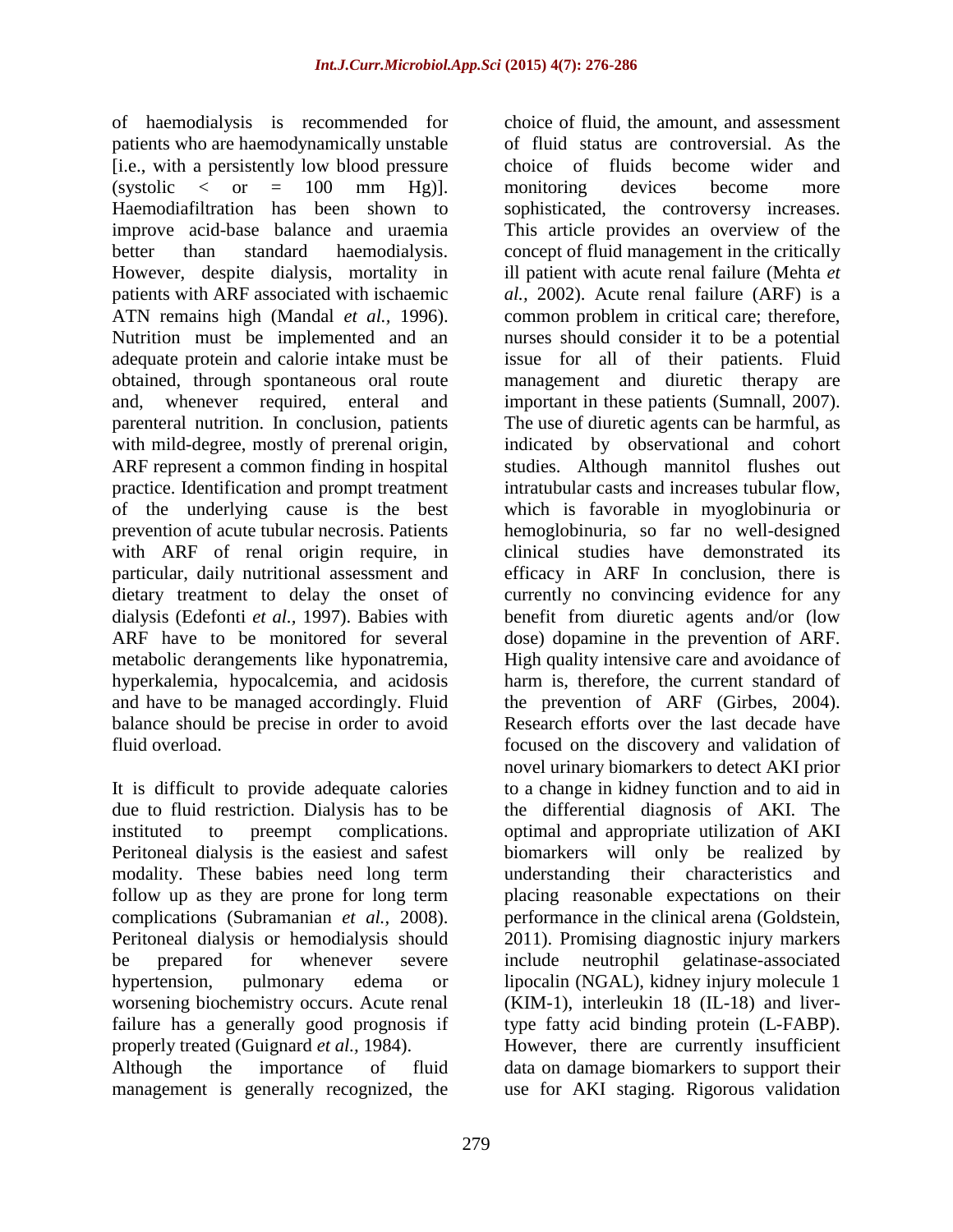of haemodialysis is recommended for patients who are haemodynamically unstable [i.e., with a persistently low blood pressure (systolic < or = 100 mm Hg)]. Haemodiafiltration has been shown to improve acid-base balance and uraemia better than standard haemodialysis. However, despite dialysis, mortality in patients with ARF associated with ischaemic ATN remains high (Mandal *et al.,* 1996). Nutrition must be implemented and an adequate protein and calorie intake must be obtained, through spontaneous oral route and, whenever required, enteral and parenteral nutrition. In conclusion, patients with mild-degree, mostly of prerenal origin, ARF represent a common finding in hospital practice. Identification and prompt treatment of the underlying cause is the best prevention of acute tubular necrosis. Patients with ARF of renal origin require, in particular, daily nutritional assessment and dietary treatment to delay the onset of dialysis (Edefonti *et al.,* 1997). Babies with ARF have to be monitored for several metabolic derangements like hyponatremia, hyperkalemia, hypocalcemia, and acidosis and have to be managed accordingly. Fluid balance should be precise in order to avoid fluid overload.

It is difficult to provide adequate calories due to fluid restriction. Dialysis has to be instituted to preempt complications. Peritoneal dialysis is the easiest and safest modality. These babies need long term follow up as they are prone for long term complications (Subramanian *et al.,* 2008). Peritoneal dialysis or hemodialysis should be prepared for whenever severe hypertension, pulmonary edema or worsening biochemistry occurs. Acute renal failure has a generally good prognosis if properly treated (Guignard *et al.,* 1984).
Although the importance of fluid management is generally recognized, the choice of fluid, the amount, and assessment of fluid status are controversial. As the choice of fluids become wider and monitoring devices become more sophisticated, the controversy increases. This article provides an overview of the concept of fluid management in the critically ill patient with acute renal failure (Mehta *et al.,* 2002). Acute renal failure (ARF) is a common problem in critical care; therefore, nurses should consider it to be a potential issue for all of their patients. Fluid management and diuretic therapy are important in these patients (Sumnall, 2007). The use of diuretic agents can be harmful, as indicated by observational and cohort studies. Although mannitol flushes out intratubular casts and increases tubular flow, which is favorable in myoglobinuria or hemoglobinuria, so far no well-designed clinical studies have demonstrated its efficacy in ARF In conclusion, there is currently no convincing evidence for any benefit from diuretic agents and/or (low dose) dopamine in the prevention of ARF. High quality intensive care and avoidance of harm is, therefore, the current standard of the prevention of ARF (Girbes, 2004). Research efforts over the last decade have focused on the discovery and validation of novel urinary biomarkers to detect AKI prior to a change in kidney function and to aid in the differential diagnosis of AKI. The optimal and appropriate utilization of AKI biomarkers will only be realized by understanding their characteristics and placing reasonable expectations on their performance in the clinical arena (Goldstein, 2011). Promising diagnostic injury markers include neutrophil gelatinase-associated lipocalin (NGAL), kidney injury molecule 1 (KIM-1), interleukin 18 (IL-18) and liver-type fatty acid binding protein (L-FABP). However, there are currently insufficient data on damage biomarkers to support their use for AKI staging. Rigorous validation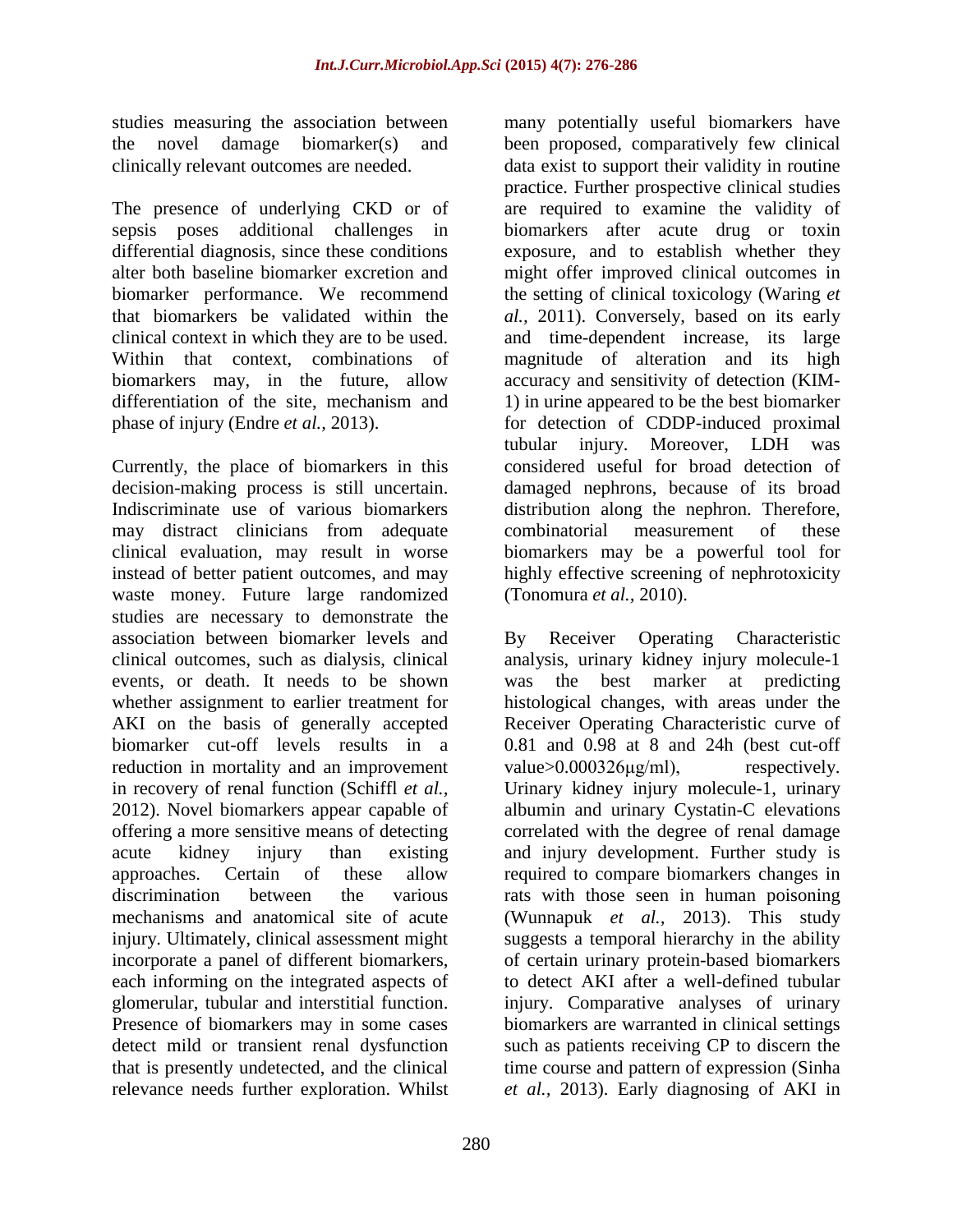studies measuring the association between the novel damage biomarker(s) and clinically relevant outcomes are needed.

The presence of underlying CKD or of sepsis poses additional challenges in differential diagnosis, since these conditions alter both baseline biomarker excretion and biomarker performance. We recommend that biomarkers be validated within the clinical context in which they are to be used. Within that context, combinations of biomarkers may, in the future, allow differentiation of the site, mechanism and phase of injury (Endre *et al.,* 2013).

Currently, the place of biomarkers in this decision-making process is still uncertain. Indiscriminate use of various biomarkers may distract clinicians from adequate clinical evaluation, may result in worse instead of better patient outcomes, and may waste money. Future large randomized studies are necessary to demonstrate the association between biomarker levels and clinical outcomes, such as dialysis, clinical events, or death. It needs to be shown whether assignment to earlier treatment for AKI on the basis of generally accepted biomarker cut-off levels results in a reduction in mortality and an improvement in recovery of renal function (Schiffl *et al.,* 2012). Novel biomarkers appear capable of offering a more sensitive means of detecting acute kidney injury than existing approaches. Certain of these allow discrimination between the various mechanisms and anatomical site of acute injury. Ultimately, clinical assessment might incorporate a panel of different biomarkers, each informing on the integrated aspects of glomerular, tubular and interstitial function. Presence of biomarkers may in some cases detect mild or transient renal dysfunction that is presently undetected, and the clinical relevance needs further exploration. Whilst many potentially useful biomarkers have been proposed, comparatively few clinical data exist to support their validity in routine practice. Further prospective clinical studies are required to examine the validity of biomarkers after acute drug or toxin exposure, and to establish whether they might offer improved clinical outcomes in the setting of clinical toxicology (Waring *et al.,* 2011). Conversely, based on its early and time-dependent increase, its large magnitude of alteration and its high accuracy and sensitivity of detection (KIM-1) in urine appeared to be the best biomarker for detection of CDDP-induced proximal tubular injury. Moreover, LDH was considered useful for broad detection of damaged nephrons, because of its broad distribution along the nephron. Therefore, combinatorial measurement of these biomarkers may be a powerful tool for highly effective screening of nephrotoxicity (Tonomura *et al.,* 2010).

By Receiver Operating Characteristic analysis, urinary kidney injury molecule-1 was the best marker at predicting histological changes, with areas under the Receiver Operating Characteristic curve of 0.81 and 0.98 at 8 and 24h (best cut-off value>0.000326μg/ml), respectively. Urinary kidney injury molecule-1, urinary albumin and urinary Cystatin-C elevations correlated with the degree of renal damage and injury development. Further study is required to compare biomarkers changes in rats with those seen in human poisoning (Wunnapuk *et al.,* 2013). This study suggests a temporal hierarchy in the ability of certain urinary protein-based biomarkers to detect AKI after a well-defined tubular injury. Comparative analyses of urinary biomarkers are warranted in clinical settings such as patients receiving CP to discern the time course and pattern of expression (Sinha *et al.,* 2013). Early diagnosing of AKI in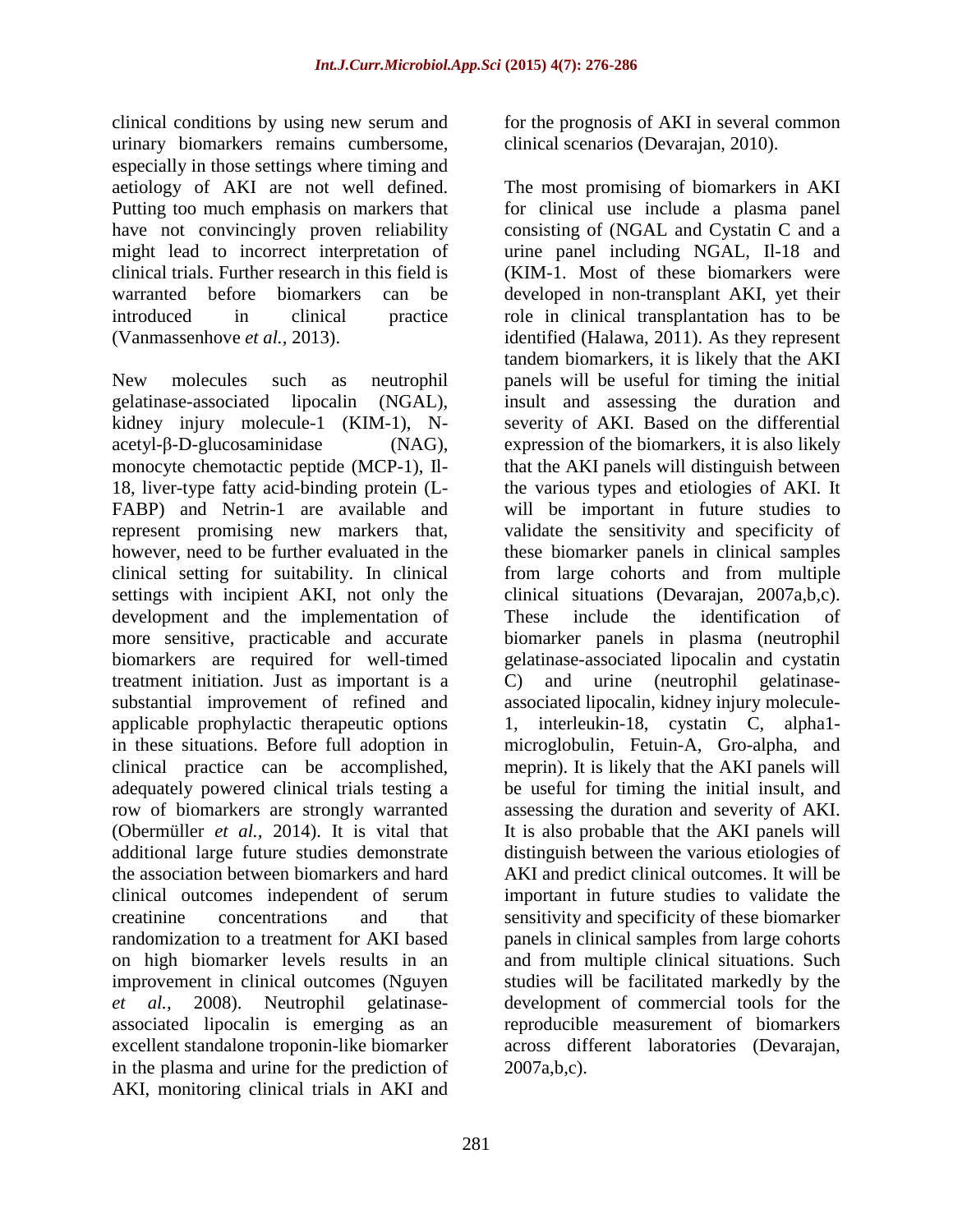clinical conditions by using new serum and urinary biomarkers remains cumbersome, especially in those settings where timing and aetiology of AKI are not well defined. Putting too much emphasis on markers that have not convincingly proven reliability might lead to incorrect interpretation of clinical trials. Further research in this field is warranted before biomarkers can be introduced in clinical practice (Vanmassenhove *et al.,* 2013).

New molecules such as neutrophil gelatinase-associated lipocalin (NGAL), kidney injury molecule-1 (KIM-1), N-acetyl-β-D-glucosaminidase (NAG), monocyte chemotactic peptide (MCP-1), Il-18, liver-type fatty acid-binding protein (L-FABP) and Netrin-1 are available and represent promising new markers that, however, need to be further evaluated in the clinical setting for suitability. In clinical settings with incipient AKI, not only the development and the implementation of more sensitive, practicable and accurate biomarkers are required for well-timed treatment initiation. Just as important is a substantial improvement of refined and applicable prophylactic therapeutic options in these situations. Before full adoption in clinical practice can be accomplished, adequately powered clinical trials testing a row of biomarkers are strongly warranted (Obermüller *et al.,* 2014). It is vital that additional large future studies demonstrate the association between biomarkers and hard clinical outcomes independent of serum creatinine concentrations and that randomization to a treatment for AKI based on high biomarker levels results in an improvement in clinical outcomes (Nguyen *et al.,* 2008). Neutrophil gelatinase-associated lipocalin is emerging as an excellent standalone troponin-like biomarker in the plasma and urine for the prediction of AKI, monitoring clinical trials in AKI and for the prognosis of AKI in several common clinical scenarios (Devarajan, 2010).

The most promising of biomarkers in AKI for clinical use include a plasma panel consisting of (NGAL and Cystatin C and a urine panel including NGAL, Il-18 and (KIM-1. Most of these biomarkers were developed in non-transplant AKI, yet their role in clinical transplantation has to be identified (Halawa, 2011). As they represent tandem biomarkers, it is likely that the AKI panels will be useful for timing the initial insult and assessing the duration and severity of AKI. Based on the differential expression of the biomarkers, it is also likely that the AKI panels will distinguish between the various types and etiologies of AKI. It will be important in future studies to validate the sensitivity and specificity of these biomarker panels in clinical samples from large cohorts and from multiple clinical situations (Devarajan, 2007a,b,c). These include the identification of biomarker panels in plasma (neutrophil gelatinase-associated lipocalin and cystatin C) and urine (neutrophil gelatinase-associated lipocalin, kidney injury molecule-1, interleukin-18, cystatin C, alpha1-microglobulin, Fetuin-A, Gro-alpha, and meprin). It is likely that the AKI panels will be useful for timing the initial insult, and assessing the duration and severity of AKI. It is also probable that the AKI panels will distinguish between the various etiologies of AKI and predict clinical outcomes. It will be important in future studies to validate the sensitivity and specificity of these biomarker panels in clinical samples from large cohorts and from multiple clinical situations. Such studies will be facilitated markedly by the development of commercial tools for the reproducible measurement of biomarkers across different laboratories (Devarajan, 2007a,b,c).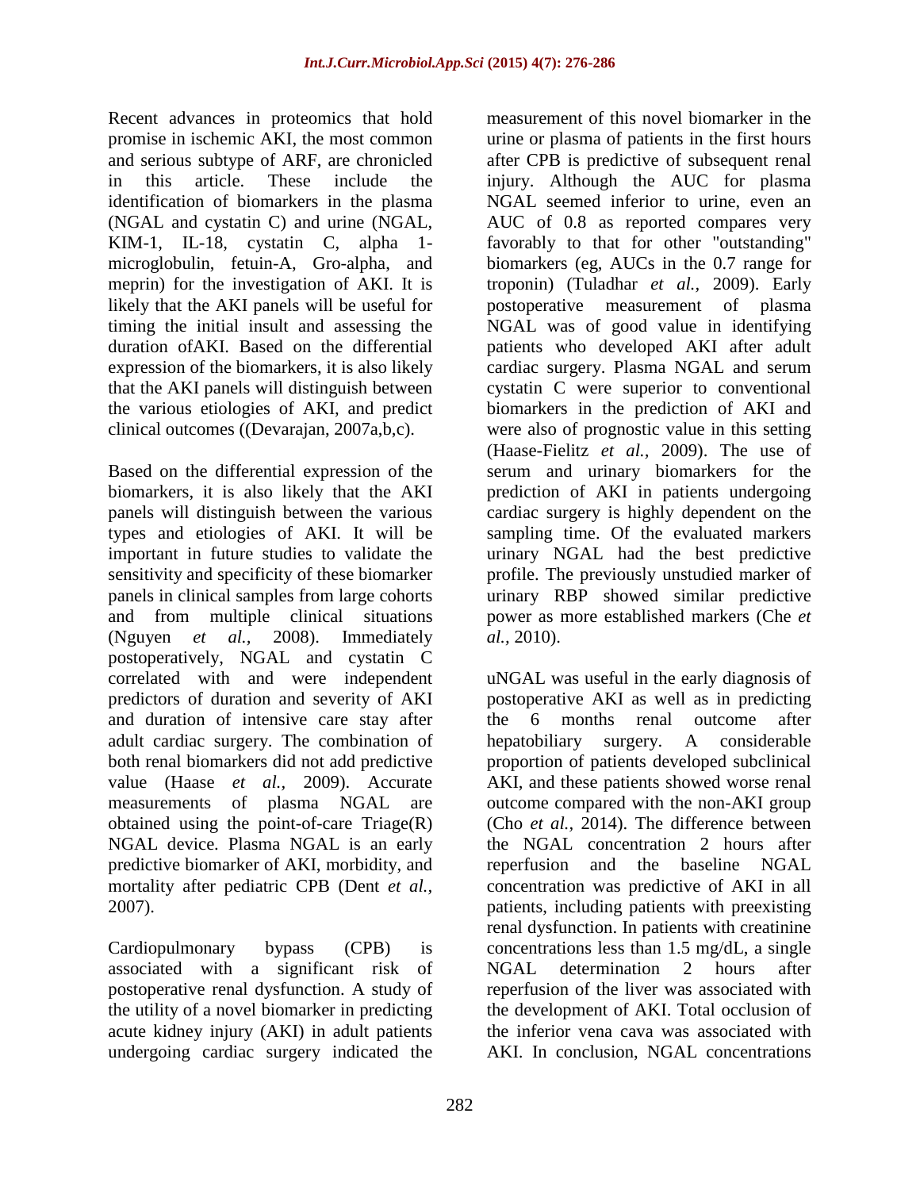Recent advances in proteomics that hold promise in ischemic AKI, the most common and serious subtype of ARF, are chronicled in this article. These include the identification of biomarkers in the plasma (NGAL and cystatin C) and urine (NGAL, KIM-1, IL-18, cystatin C, alpha 1-microglobulin, fetuin-A, Gro-alpha, and meprin) for the investigation of AKI. It is likely that the AKI panels will be useful for timing the initial insult and assessing the duration ofAKI. Based on the differential expression of the biomarkers, it is also likely that the AKI panels will distinguish between the various etiologies of AKI, and predict clinical outcomes ((Devarajan, 2007a,b,c).

Based on the differential expression of the biomarkers, it is also likely that the AKI panels will distinguish between the various types and etiologies of AKI. It will be important in future studies to validate the sensitivity and specificity of these biomarker panels in clinical samples from large cohorts and from multiple clinical situations (Nguyen *et al.,* 2008). Immediately postoperatively, NGAL and cystatin C correlated with and were independent predictors of duration and severity of AKI and duration of intensive care stay after adult cardiac surgery. The combination of both renal biomarkers did not add predictive value (Haase *et al.,* 2009). Accurate measurements of plasma NGAL are obtained using the point-of-care Triage(R) NGAL device. Plasma NGAL is an early predictive biomarker of AKI, morbidity, and mortality after pediatric CPB (Dent *et al.,* 2007).

Cardiopulmonary bypass (CPB) is associated with a significant risk of postoperative renal dysfunction. A study of the utility of a novel biomarker in predicting acute kidney injury (AKI) in adult patients undergoing cardiac surgery indicated the measurement of this novel biomarker in the urine or plasma of patients in the first hours after CPB is predictive of subsequent renal injury. Although the AUC for plasma NGAL seemed inferior to urine, even an AUC of 0.8 as reported compares very favorably to that for other "outstanding" biomarkers (eg, AUCs in the 0.7 range for troponin) (Tuladhar *et al.,* 2009). Early postoperative measurement of plasma NGAL was of good value in identifying patients who developed AKI after adult cardiac surgery. Plasma NGAL and serum cystatin C were superior to conventional biomarkers in the prediction of AKI and were also of prognostic value in this setting (Haase-Fielitz *et al.,* 2009). The use of serum and urinary biomarkers for the prediction of AKI in patients undergoing cardiac surgery is highly dependent on the sampling time. Of the evaluated markers urinary NGAL had the best predictive profile. The previously unstudied marker of urinary RBP showed similar predictive power as more established markers (Che *et al.,* 2010).

uNGAL was useful in the early diagnosis of postoperative AKI as well as in predicting the 6 months renal outcome after hepatobiliary surgery. A considerable proportion of patients developed subclinical AKI, and these patients showed worse renal outcome compared with the non-AKI group (Cho *et al.,* 2014). The difference between the NGAL concentration 2 hours after reperfusion and the baseline NGAL concentration was predictive of AKI in all patients, including patients with preexisting renal dysfunction. In patients with creatinine concentrations less than 1.5 mg/dL, a single NGAL determination 2 hours after reperfusion of the liver was associated with the development of AKI. Total occlusion of the inferior vena cava was associated with AKI. In conclusion, NGAL concentrations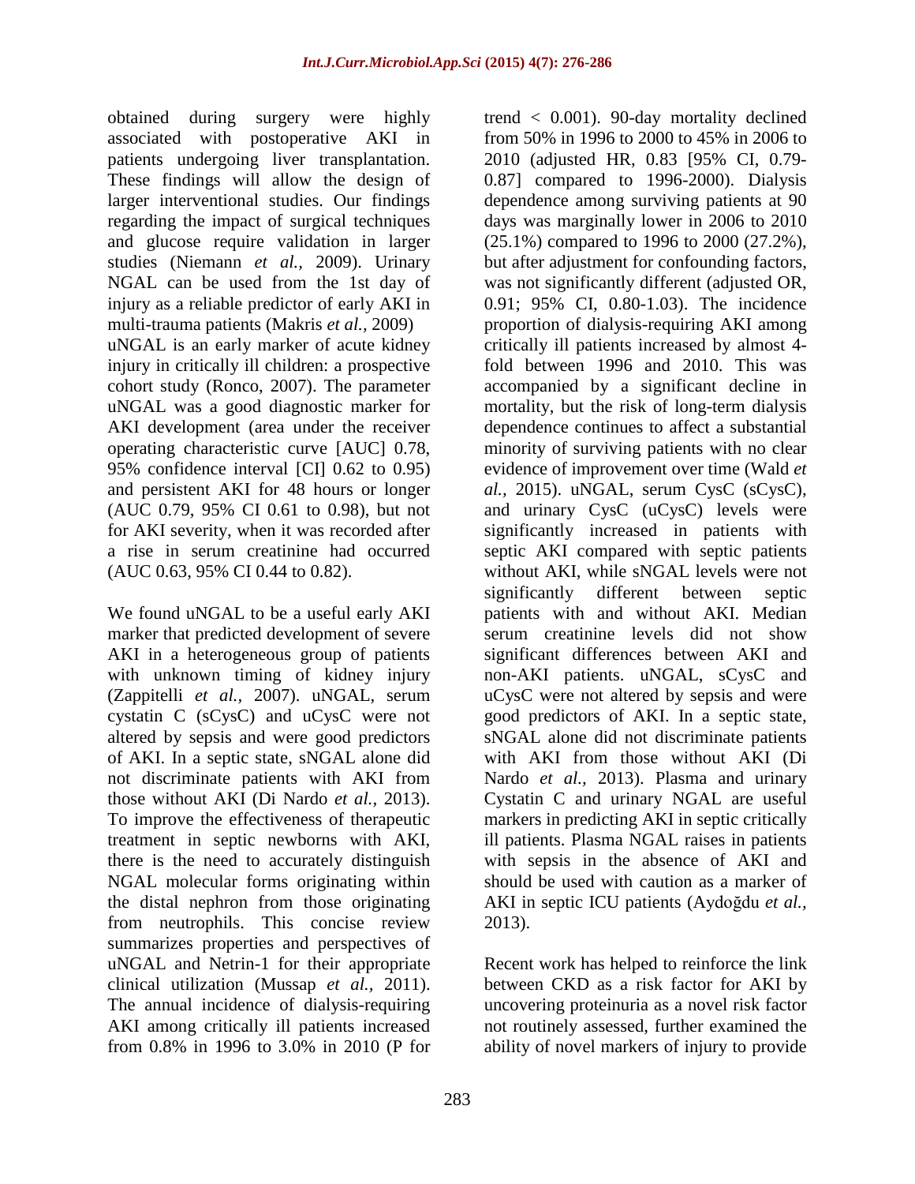obtained during surgery were highly associated with postoperative AKI in patients undergoing liver transplantation. These findings will allow the design of larger interventional studies. Our findings regarding the impact of surgical techniques and glucose require validation in larger studies (Niemann *et al.,* 2009). Urinary NGAL can be used from the 1st day of injury as a reliable predictor of early AKI in multi-trauma patients (Makris *et al.,* 2009) uNGAL is an early marker of acute kidney injury in critically ill children: a prospective cohort study (Ronco, 2007). The parameter uNGAL was a good diagnostic marker for AKI development (area under the receiver operating characteristic curve [AUC] 0.78, 95% confidence interval [CI] 0.62 to 0.95) and persistent AKI for 48 hours or longer (AUC 0.79, 95% CI 0.61 to 0.98), but not for AKI severity, when it was recorded after a rise in serum creatinine had occurred (AUC 0.63, 95% CI 0.44 to 0.82).

We found uNGAL to be a useful early AKI marker that predicted development of severe AKI in a heterogeneous group of patients with unknown timing of kidney injury (Zappitelli *et al.,* 2007). uNGAL, serum cystatin C (sCysC) and uCysC were not altered by sepsis and were good predictors of AKI. In a septic state, sNGAL alone did not discriminate patients with AKI from those without AKI (Di Nardo *et al.,* 2013). To improve the effectiveness of therapeutic treatment in septic newborns with AKI, there is the need to accurately distinguish NGAL molecular forms originating within the distal nephron from those originating from neutrophils. This concise review summarizes properties and perspectives of uNGAL and Netrin-1 for their appropriate clinical utilization (Mussap *et al.,* 2011). The annual incidence of dialysis-requiring AKI among critically ill patients increased from 0.8% in 1996 to 3.0% in 2010 (P for trend < 0.001). 90-day mortality declined from 50% in 1996 to 2000 to 45% in 2006 to 2010 (adjusted HR, 0.83 [95% CI, 0.79-0.87] compared to 1996-2000). Dialysis dependence among surviving patients at 90 days was marginally lower in 2006 to 2010 (25.1%) compared to 1996 to 2000 (27.2%), but after adjustment for confounding factors, was not significantly different (adjusted OR, 0.91; 95% CI, 0.80-1.03). The incidence proportion of dialysis-requiring AKI among critically ill patients increased by almost 4-fold between 1996 and 2010. This was accompanied by a significant decline in mortality, but the risk of long-term dialysis dependence continues to affect a substantial minority of surviving patients with no clear evidence of improvement over time (Wald *et al.,* 2015). uNGAL, serum CysC (sCysC), and urinary CysC (uCysC) levels were significantly increased in patients with septic AKI compared with septic patients without AKI, while sNGAL levels were not significantly different between septic patients with and without AKI. Median serum creatinine levels did not show significant differences between AKI and non-AKI patients. uNGAL, sCysC and uCysC were not altered by sepsis and were good predictors of AKI. In a septic state, sNGAL alone did not discriminate patients with AKI from those without AKI (Di Nardo *et al.,* 2013). Plasma and urinary Cystatin C and urinary NGAL are useful markers in predicting AKI in septic critically ill patients. Plasma NGAL raises in patients with sepsis in the absence of AKI and should be used with caution as a marker of AKI in septic ICU patients (Aydoğdu *et al.,* 2013).

Recent work has helped to reinforce the link between CKD as a risk factor for AKI by uncovering proteinuria as a novel risk factor not routinely assessed, further examined the ability of novel markers of injury to provide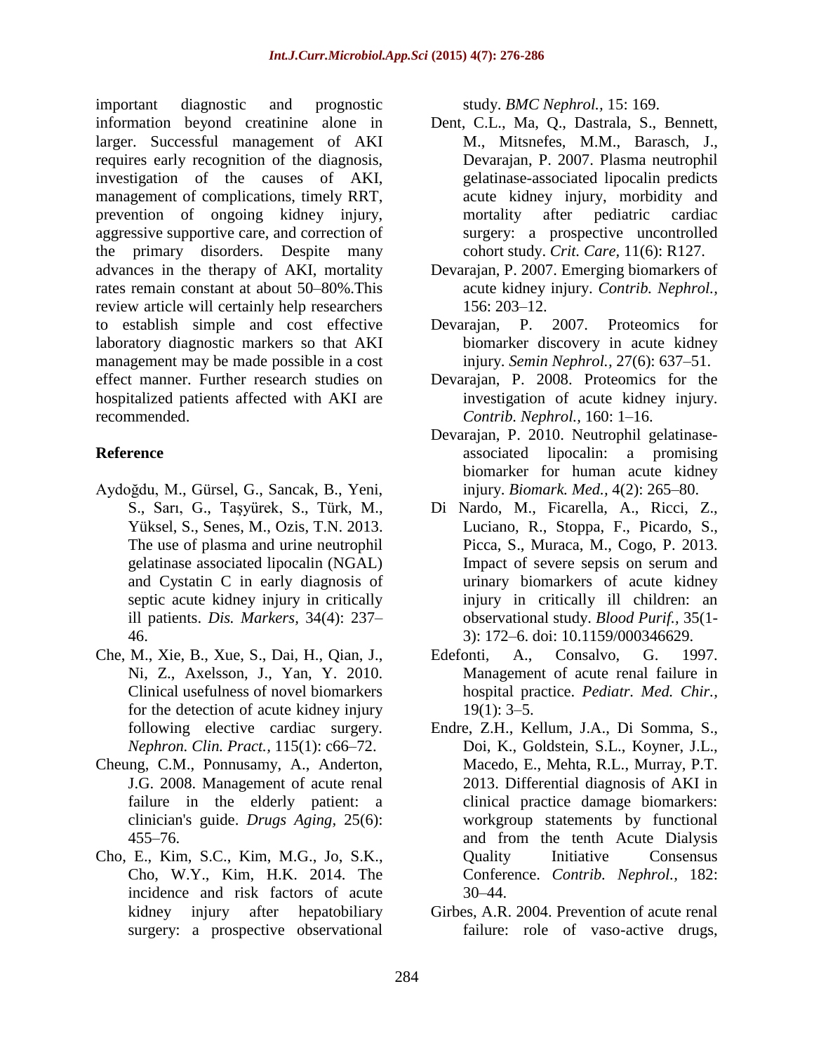important diagnostic and prognostic information beyond creatinine alone in larger. Successful management of AKI requires early recognition of the diagnosis, investigation of the causes of AKI, management of complications, timely RRT, prevention of ongoing kidney injury, aggressive supportive care, and correction of the primary disorders. Despite many advances in the therapy of AKI, mortality rates remain constant at about 50–80%.This review article will certainly help researchers to establish simple and cost effective laboratory diagnostic markers so that AKI management may be made possible in a cost effect manner. Further research studies on hospitalized patients affected with AKI are recommended.

## Reference

Aydoğdu, M., Gürsel, G., Sancak, B., Yeni, S., Sarı, G., Taşyürek, S., Türk, M., Yüksel, S., Senes, M., Ozis, T.N. 2013. The use of plasma and urine neutrophil gelatinase associated lipocalin (NGAL) and Cystatin C in early diagnosis of septic acute kidney injury in critically ill patients. *Dis. Markers,* 34(4): 237–46.

Che, M., Xie, B., Xue, S., Dai, H., Qian, J., Ni, Z., Axelsson, J., Yan, Y. 2010. Clinical usefulness of novel biomarkers for the detection of acute kidney injury following elective cardiac surgery. *Nephron. Clin. Pract.,* 115(1): c66–72.

Cheung, C.M., Ponnusamy, A., Anderton, J.G. 2008. Management of acute renal failure in the elderly patient: a clinician's guide. *Drugs Aging,* 25(6): 455–76.

Cho, E., Kim, S.C., Kim, M.G., Jo, S.K., Cho, W.Y., Kim, H.K. 2014. The incidence and risk factors of acute kidney injury after hepatobiliary surgery: a prospective observational study. *BMC Nephrol.,* 15: 169.

Dent, C.L., Ma, Q., Dastrala, S., Bennett, M., Mitsnefes, M.M., Barasch, J., Devarajan, P. 2007. Plasma neutrophil gelatinase-associated lipocalin predicts acute kidney injury, morbidity and mortality after pediatric cardiac surgery: a prospective uncontrolled cohort study. *Crit. Care,* 11(6): R127.

Devarajan, P. 2007. Emerging biomarkers of acute kidney injury. *Contrib. Nephrol.,* 156: 203–12.

Devarajan, P. 2007. Proteomics for biomarker discovery in acute kidney injury. *Semin Nephrol.,* 27(6): 637–51.

Devarajan, P. 2008. Proteomics for the investigation of acute kidney injury. *Contrib. Nephrol.,* 160: 1–16.

Devarajan, P. 2010. Neutrophil gelatinase-associated lipocalin: a promising biomarker for human acute kidney injury. *Biomark. Med.,* 4(2): 265–80.

Di Nardo, M., Ficarella, A., Ricci, Z., Luciano, R., Stoppa, F., Picardo, S., Picca, S., Muraca, M., Cogo, P. 2013. Impact of severe sepsis on serum and urinary biomarkers of acute kidney injury in critically ill children: an observational study. *Blood Purif.,* 35(1-3): 172–6. doi: 10.1159/000346629.

Edefonti, A., Consalvo, G. 1997. Management of acute renal failure in hospital practice. *Pediatr. Med. Chir.,* 19(1): 3–5.

Endre, Z.H., Kellum, J.A., Di Somma, S., Doi, K., Goldstein, S.L., Koyner, J.L., Macedo, E., Mehta, R.L., Murray, P.T. 2013. Differential diagnosis of AKI in clinical practice damage biomarkers: workgroup statements by functional and from the tenth Acute Dialysis Quality Initiative Consensus Conference. *Contrib. Nephrol.,* 182: 30–44.

Girbes, A.R. 2004. Prevention of acute renal failure: role of vaso-active drugs,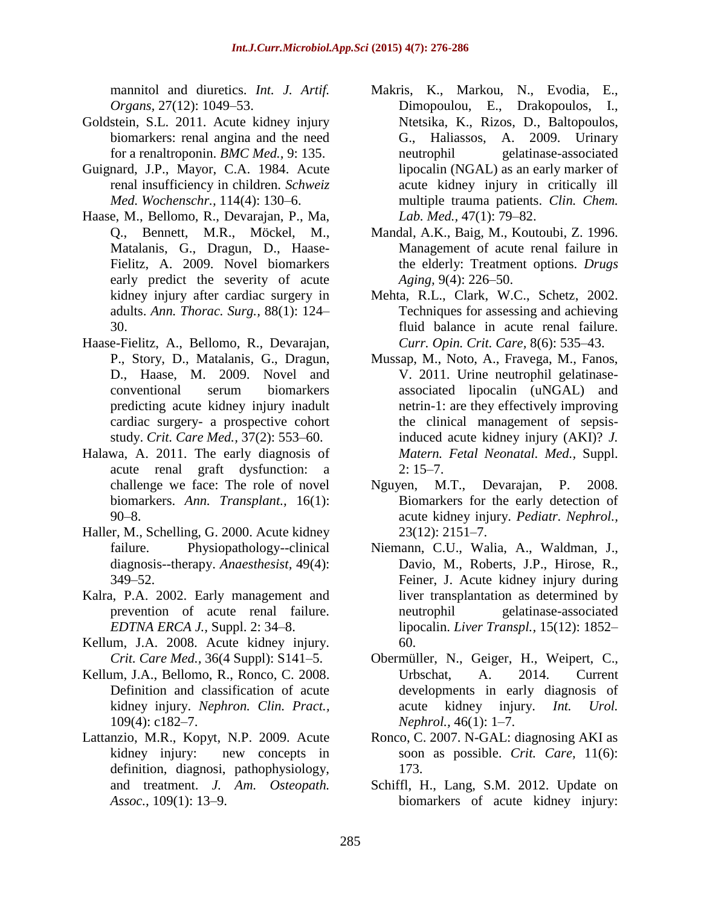mannitol and diuretics. *Int. J. Artif. Organs,* 27(12): 1049–53.

Goldstein, S.L. 2011. Acute kidney injury biomarkers: renal angina and the need for a renaltroponin. *BMC Med.,* 9: 135.

Guignard, J.P., Mayor, C.A. 1984. Acute renal insufficiency in children. *Schweiz Med. Wochenschr.,* 114(4): 130–6.

Haase, M., Bellomo, R., Devarajan, P., Ma, Q., Bennett, M.R., Möckel, M., Matalanis, G., Dragun, D., Haase-Fielitz, A. 2009. Novel biomarkers early predict the severity of acute kidney injury after cardiac surgery in adults. *Ann. Thorac. Surg.,* 88(1): 124–30.

Haase-Fielitz, A., Bellomo, R., Devarajan, P., Story, D., Matalanis, G., Dragun, D., Haase, M. 2009. Novel and conventional serum biomarkers predicting acute kidney injury inadult cardiac surgery- a prospective cohort study. *Crit. Care Med.,* 37(2): 553–60.

Halawa, A. 2011. The early diagnosis of acute renal graft dysfunction: a challenge we face: The role of novel biomarkers. *Ann. Transplant.,* 16(1): 90–8.

Haller, M., Schelling, G. 2000. Acute kidney failure. Physiopathology--clinical diagnosis--therapy. *Anaesthesist,* 49(4): 349–52.

Kalra, P.A. 2002. Early management and prevention of acute renal failure. *EDTNA ERCA J.,* Suppl. 2: 34–8.

Kellum, J.A. 2008. Acute kidney injury. *Crit. Care Med.,* 36(4 Suppl): S141–5.

Kellum, J.A., Bellomo, R., Ronco, C. 2008. Definition and classification of acute kidney injury. *Nephron. Clin. Pract.,* 109(4): c182–7.

Lattanzio, M.R., Kopyt, N.P. 2009. Acute kidney injury: new concepts in definition, diagnosi, pathophysiology, and treatment. *J. Am. Osteopath. Assoc.,* 109(1): 13–9.

Makris, K., Markou, N., Evodia, E., Dimopoulou, E., Drakopoulos, I., Ntetsika, K., Rizos, D., Baltopoulos, G., Haliassos, A. 2009. Urinary neutrophil gelatinase-associated lipocalin (NGAL) as an early marker of acute kidney injury in critically ill multiple trauma patients. *Clin. Chem. Lab. Med.,* 47(1): 79–82.

Mandal, A.K., Baig, M., Koutoubi, Z. 1996. Management of acute renal failure in the elderly: Treatment options. *Drugs Aging,* 9(4): 226–50.

Mehta, R.L., Clark, W.C., Schetz, 2002. Techniques for assessing and achieving fluid balance in acute renal failure. *Curr. Opin. Crit. Care,* 8(6): 535–43.

Mussap, M., Noto, A., Fravega, M., Fanos, V. 2011. Urine neutrophil gelatinase-associated lipocalin (uNGAL) and netrin-1: are they effectively improving the clinical management of sepsis-induced acute kidney injury (AKI)? *J. Matern. Fetal Neonatal. Med.,* Suppl. 2: 15–7.

Nguyen, M.T., Devarajan, P. 2008. Biomarkers for the early detection of acute kidney injury. *Pediatr. Nephrol.,* 23(12): 2151–7.

Niemann, C.U., Walia, A., Waldman, J., Davio, M., Roberts, J.P., Hirose, R., Feiner, J. Acute kidney injury during liver transplantation as determined by neutrophil gelatinase-associated lipocalin. *Liver Transpl.,* 15(12): 1852–60.

Obermüller, N., Geiger, H., Weipert, C., Urbschat, A. 2014. Current developments in early diagnosis of acute kidney injury. *Int. Urol. Nephrol.,* 46(1): 1–7.

Ronco, C. 2007. N-GAL: diagnosing AKI as soon as possible. *Crit. Care,* 11(6): 173.

Schiffl, H., Lang, S.M. 2012. Update on biomarkers of acute kidney injury: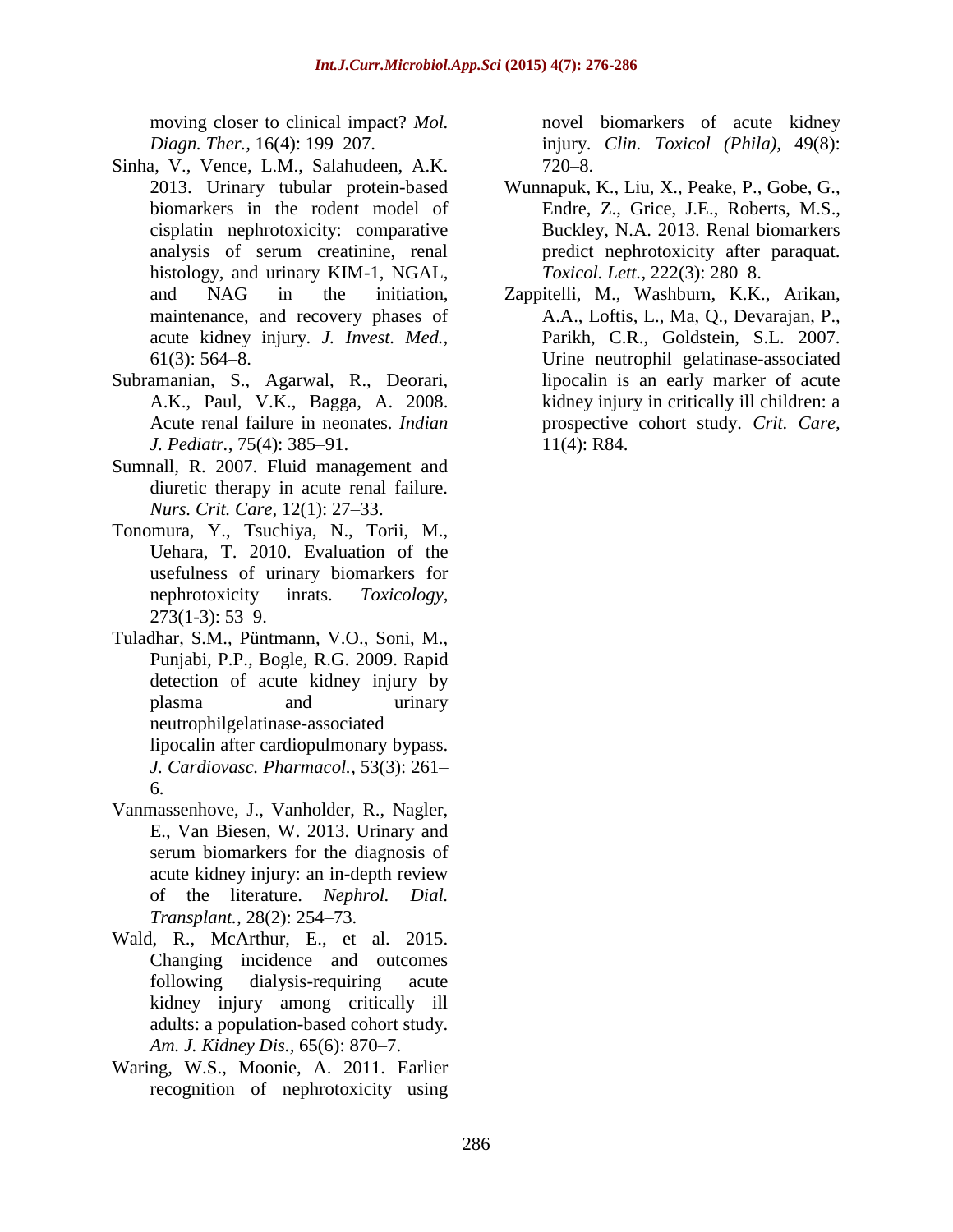moving closer to clinical impact? *Mol. Diagn. Ther.,* 16(4): 199–207.

Sinha, V., Vence, L.M., Salahudeen, A.K. 2013. Urinary tubular protein-based biomarkers in the rodent model of cisplatin nephrotoxicity: comparative analysis of serum creatinine, renal histology, and urinary KIM-1, NGAL, and NAG in the initiation, maintenance, and recovery phases of acute kidney injury. *J. Invest. Med.,* 61(3): 564–8.

Subramanian, S., Agarwal, R., Deorari, A.K., Paul, V.K., Bagga, A. 2008. Acute renal failure in neonates. *Indian J. Pediatr.,* 75(4): 385–91.

Sumnall, R. 2007. Fluid management and diuretic therapy in acute renal failure. *Nurs. Crit. Care,* 12(1): 27–33.

Tonomura, Y., Tsuchiya, N., Torii, M., Uehara, T. 2010. Evaluation of the usefulness of urinary biomarkers for nephrotoxicity inrats. *Toxicology,* 273(1-3): 53–9.

Tuladhar, S.M., Püntmann, V.O., Soni, M., Punjabi, P.P., Bogle, R.G. 2009. Rapid detection of acute kidney injury by plasma and urinary neutrophilgelatinase-associated lipocalin after cardiopulmonary bypass. *J. Cardiovasc. Pharmacol.,* 53(3): 261–6.

Vanmassenhove, J., Vanholder, R., Nagler, E., Van Biesen, W. 2013. Urinary and serum biomarkers for the diagnosis of acute kidney injury: an in-depth review of the literature. *Nephrol. Dial. Transplant.,* 28(2): 254–73.

Wald, R., McArthur, E., et al. 2015. Changing incidence and outcomes following dialysis-requiring acute kidney injury among critically ill adults: a population-based cohort study. *Am. J. Kidney Dis.,* 65(6): 870–7.

Waring, W.S., Moonie, A. 2011. Earlier recognition of nephrotoxicity using novel biomarkers of acute kidney injury. *Clin. Toxicol (Phila),* 49(8): 720–8.

Wunnapuk, K., Liu, X., Peake, P., Gobe, G., Endre, Z., Grice, J.E., Roberts, M.S., Buckley, N.A. 2013. Renal biomarkers predict nephrotoxicity after paraquat. *Toxicol. Lett.,* 222(3): 280–8.

Zappitelli, M., Washburn, K.K., Arikan, A.A., Loftis, L., Ma, Q., Devarajan, P., Parikh, C.R., Goldstein, S.L. 2007. Urine neutrophil gelatinase-associated lipocalin is an early marker of acute kidney injury in critically ill children: a prospective cohort study. *Crit. Care,* 11(4): R84.